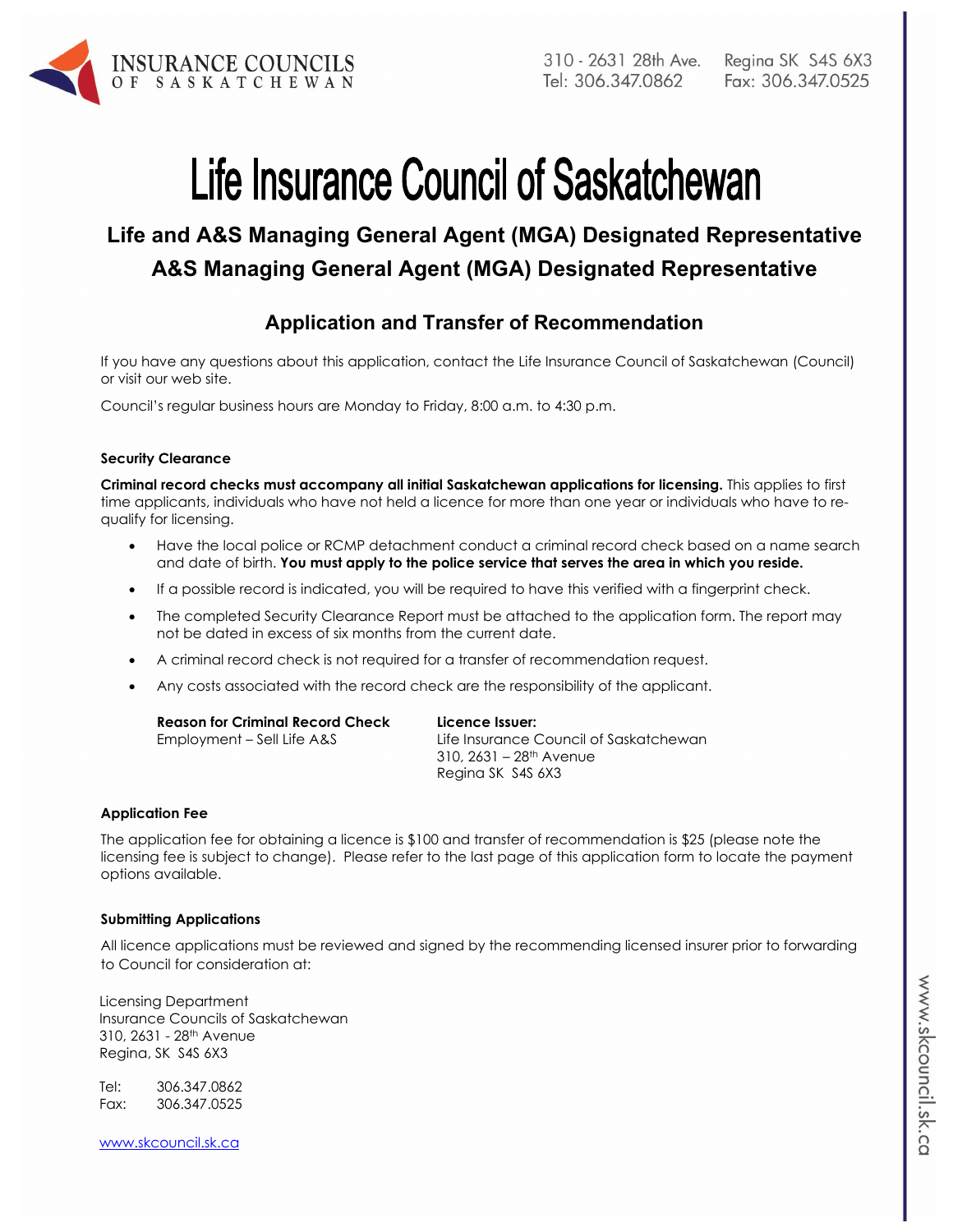INSURANCE COUNCILS OF SASKATCHEWAN

310 - 2631 28th Ave. Regina SK S4S 6X3
Tel: 306.347.0862 Fax: 306.347.0525

# Life Insurance Council of Saskatchewan

## Life and A&S Managing General Agent (MGA) Designated Representative
## A&S Managing General Agent (MGA) Designated Representative

### Application and Transfer of Recommendation

If you have any questions about this application, contact the Life Insurance Council of Saskatchewan (Council) or visit our web site.

Council's regular business hours are Monday to Friday, 8:00 a.m. to 4:30 p.m.

**Security Clearance**

**Criminal record checks must accompany all initial Saskatchewan applications for licensing.** This applies to first time applicants, individuals who have not held a licence for more than one year or individuals who have to re-qualify for licensing.

- Have the local police or RCMP detachment conduct a criminal record check based on a name search and date of birth. **You must apply to the police service that serves the area in which you reside.**
- If a possible record is indicated, you will be required to have this verified with a fingerprint check.
- The completed Security Clearance Report must be attached to the application form. The report may not be dated in excess of six months from the current date.
- A criminal record check is not required for a transfer of recommendation request.
- Any costs associated with the record check are the responsibility of the applicant.

**Reason for Criminal Record Check**
Employment – Sell Life A&S

**Licence Issuer:**
Life Insurance Council of Saskatchewan
310, 2631 – 28th Avenue
Regina SK S4S 6X3

**Application Fee**

The application fee for obtaining a licence is $100 and transfer of recommendation is $25 (please note the licensing fee is subject to change). Please refer to the last page of this application form to locate the payment options available.

**Submitting Applications**

All licence applications must be reviewed and signed by the recommending licensed insurer prior to forwarding to Council for consideration at:

Licensing Department
Insurance Councils of Saskatchewan
310, 2631 - 28th Avenue
Regina, SK S4S 6X3

Tel: 306.347.0862
Fax: 306.347.0525

www.skcouncil.sk.ca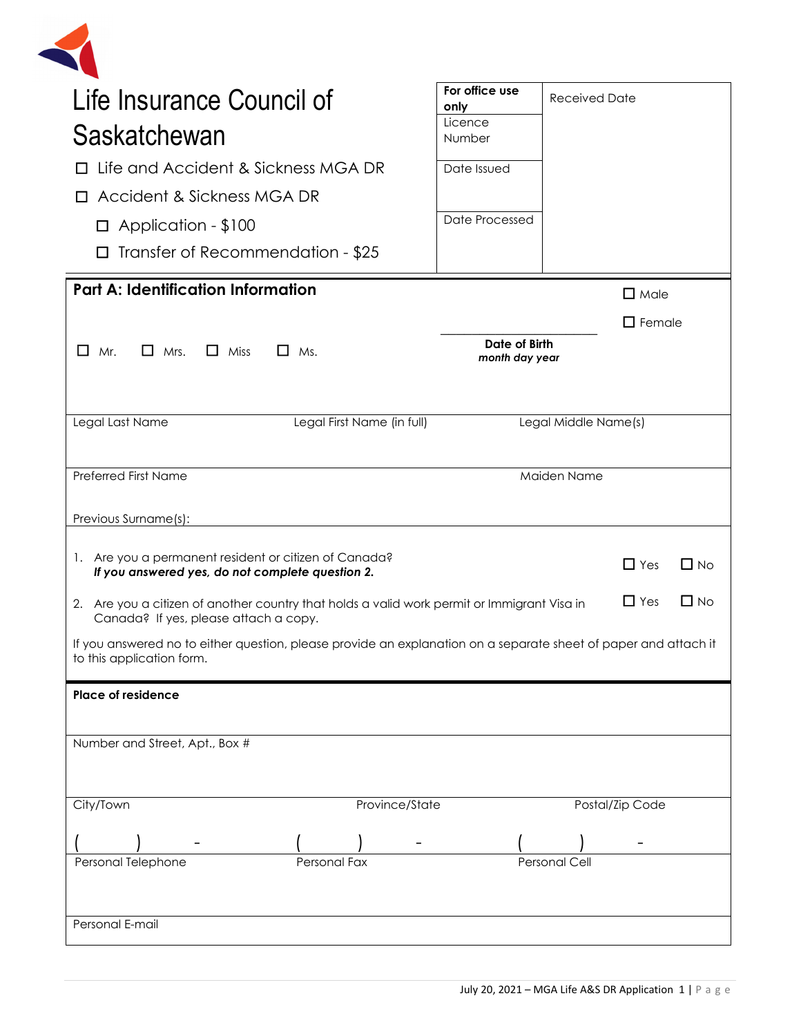# Life Insurance Council of Saskatchewan

☐ Life and Accident & Sickness MGA DR

☐ Accident & Sickness MGA DR

- ☐ Application - $100
- ☐ Transfer of Recommendation - $25

| **For office use only** | Received Date |
|---|---|
| Licence Number | |
| Date Issued | |
| Date Processed | |

## Part A: Identification Information

☐ Mr. ☐ Mrs. ☐ Miss ☐ Ms.

**Date of Birth**
***month day year***

☐ Male
☐ Female

Legal Last Name | Legal First Name (in full) | Legal Middle Name(s)

Preferred First Name | Maiden Name

Previous Surname(s):

1. Are you a permanent resident or citizen of Canada? ☐ Yes ☐ No
   ***If you answered yes, do not complete question 2.***

2. Are you a citizen of another country that holds a valid work permit or Immigrant Visa in Canada? If yes, please attach a copy. ☐ Yes ☐ No

If you answered no to either question, please provide an explanation on a separate sheet of paper and attach it to this application form.

**Place of residence**

Number and Street, Apt., Box #

City/Town | Province/State | Postal/Zip Code

( ) - | ( ) - | ( ) -
---|---|---
Personal Telephone | Personal Fax | Personal Cell

Personal E-mail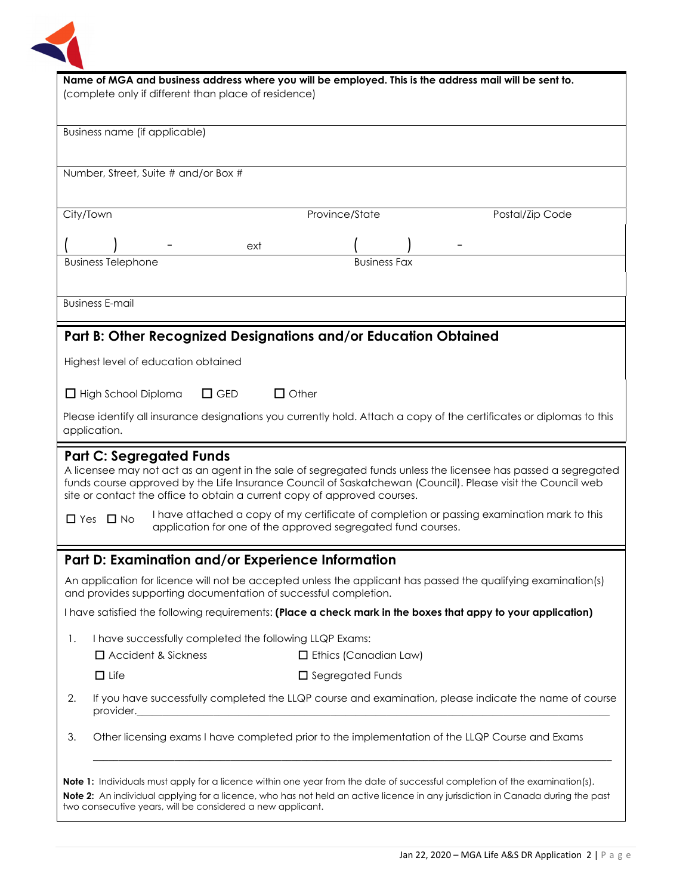**Name of MGA and business address where you will be employed. This is the address mail will be sent to.**
(complete only if different than place of residence)

Business name (if applicable)

Number, Street, Suite # and/or Box #

| City/Town | Province/State | Postal/Zip Code |
|---|---|---|

(      )      -      ext            (      )      -

Business Telephone            Business Fax

Business E-mail

## Part B: Other Recognized Designations and/or Education Obtained

Highest level of education obtained

☐ High School Diploma  ☐ GED  ☐ Other

Please identify all insurance designations you currently hold. Attach a copy of the certificates or diplomas to this application.

## Part C: Segregated Funds

A licensee may not act as an agent in the sale of segregated funds unless the licensee has passed a segregated funds course approved by the Life Insurance Council of Saskatchewan (Council). Please visit the Council web site or contact the office to obtain a current copy of approved courses.

☐ Yes ☐ No  I have attached a copy of my certificate of completion or passing examination mark to this application for one of the approved segregated fund courses.

## Part D: Examination and/or Experience Information

An application for licence will not be accepted unless the applicant has passed the qualifying examination(s) and provides supporting documentation of successful completion.

I have satisfied the following requirements: **(Place a check mark in the boxes that appy to your application)**

1. I have successfully completed the following LLQP Exams:
   - ☐ Accident & Sickness
   - ☐ Ethics (Canadian Law)
   - ☐ Life
   - ☐ Segregated Funds
2. If you have successfully completed the LLQP course and examination, please indicate the name of course provider.\_\_\_\_\_\_\_\_\_\_\_\_\_\_\_\_\_\_\_\_\_\_\_\_\_\_\_\_\_\_\_\_\_\_\_\_\_\_\_\_\_\_\_\_
3. Other licensing exams I have completed prior to the implementation of the LLQP Course and Exams

   \_\_\_\_\_\_\_\_\_\_\_\_\_\_\_\_\_\_\_\_\_\_\_\_\_\_\_\_\_\_\_\_\_\_\_\_\_\_\_\_\_\_\_\_\_\_\_\_\_\_\_\_\_\_

**Note 1:** Individuals must apply for a licence within one year from the date of successful completion of the examination(s).

**Note 2:** An individual applying for a licence, who has not held an active licence in any jurisdiction in Canada during the past two consecutive years, will be considered a new applicant.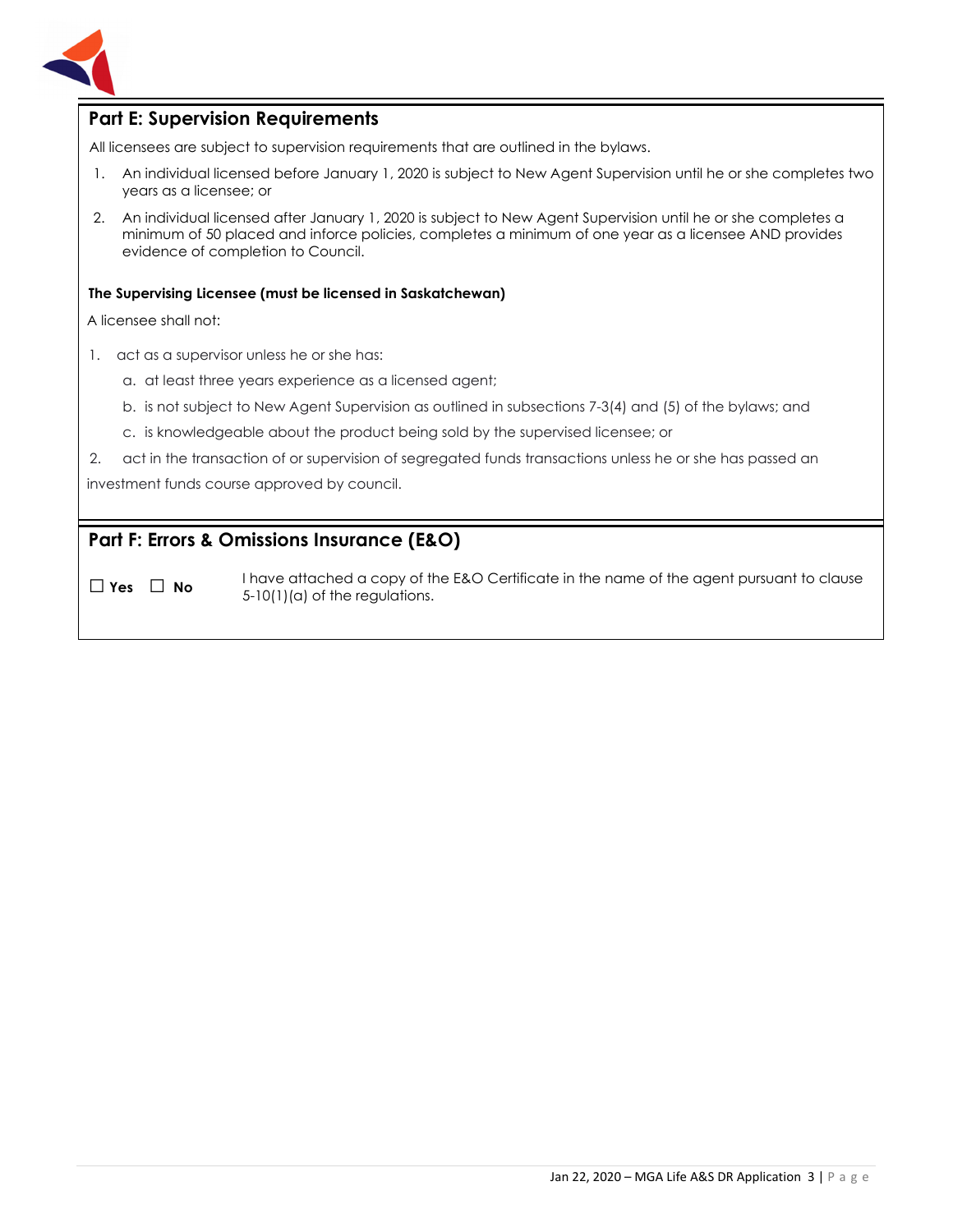## Part E: Supervision Requirements

All licensees are subject to supervision requirements that are outlined in the bylaws.

1. An individual licensed before January 1, 2020 is subject to New Agent Supervision until he or she completes two years as a licensee; or
2. An individual licensed after January 1, 2020 is subject to New Agent Supervision until he or she completes a minimum of 50 placed and inforce policies, completes a minimum of one year as a licensee AND provides evidence of completion to Council.

**The Supervising Licensee (must be licensed in Saskatchewan)**

A licensee shall not:

1. act as a supervisor unless he or she has:
   a. at least three years experience as a licensed agent;
   b. is not subject to New Agent Supervision as outlined in subsections 7-3(4) and (5) of the bylaws; and
   c. is knowledgeable about the product being sold by the supervised licensee; or
2. act in the transaction of or supervision of segregated funds transactions unless he or she has passed an investment funds course approved by council.

## Part F: Errors & Omissions Insurance (E&O)

☐ **Yes** ☐ **No** I have attached a copy of the E&O Certificate in the name of the agent pursuant to clause 5-10(1)(a) of the regulations.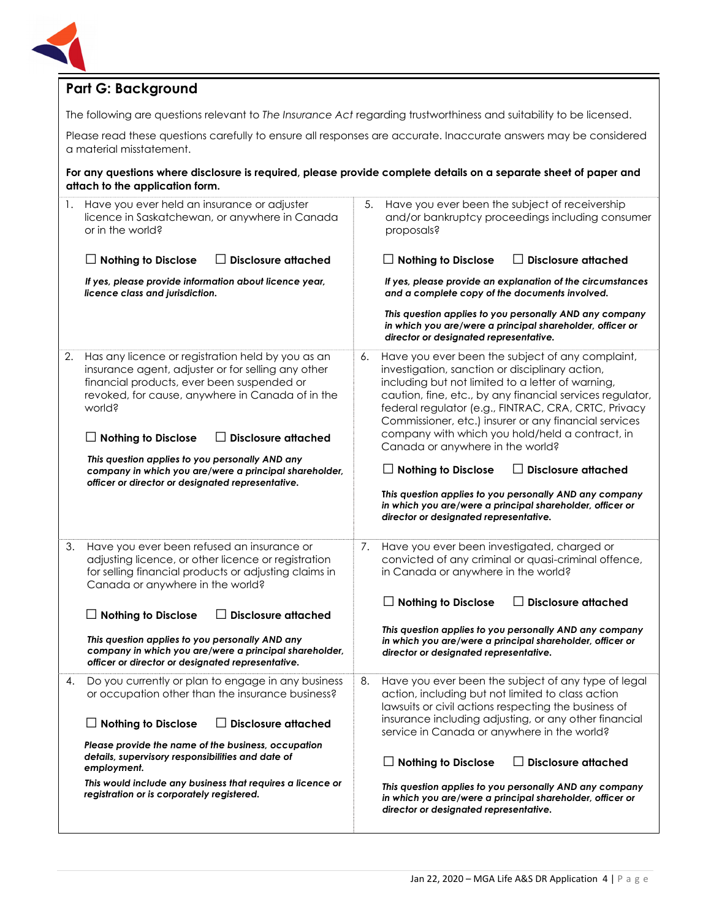## Part G: Background

The following are questions relevant to *The Insurance Act* regarding trustworthiness and suitability to be licensed.

Please read these questions carefully to ensure all responses are accurate. Inaccurate answers may be considered a material misstatement.

**For any questions where disclosure is required, please provide complete details on a separate sheet of paper and attach to the application form.**

1. Have you ever held an insurance or adjuster licence in Saskatchewan, or anywhere in Canada or in the world?

   ☐ **Nothing to Disclose** ☐ **Disclosure attached**

   ***If yes, please provide information about licence year, licence class and jurisdiction.***

2. Has any licence or registration held by you as an insurance agent, adjuster or for selling any other financial products, ever been suspended or revoked, for cause, anywhere in Canada of in the world?

   ☐ **Nothing to Disclose** ☐ **Disclosure attached**

   ***This question applies to you personally AND any company in which you are/were a principal shareholder, officer or director or designated representative.***

3. Have you ever been refused an insurance or adjusting licence, or other licence or registration for selling financial products or adjusting claims in Canada or anywhere in the world?

   ☐ **Nothing to Disclose** ☐ **Disclosure attached**

   ***This question applies to you personally AND any company in which you are/were a principal shareholder, officer or director or designated representative.***

4. Do you currently or plan to engage in any business or occupation other than the insurance business?

   ☐ **Nothing to Disclose** ☐ **Disclosure attached**

   ***Please provide the name of the business, occupation details, supervisory responsibilities and date of employment.***

   ***This would include any business that requires a licence or registration or is corporately registered.***

5. Have you ever been the subject of receivership and/or bankruptcy proceedings including consumer proposals?

   ☐ **Nothing to Disclose** ☐ **Disclosure attached**

   ***If yes, please provide an explanation of the circumstances and a complete copy of the documents involved.***

   ***This question applies to you personally AND any company in which you are/were a principal shareholder, officer or director or designated representative.***

6. Have you ever been the subject of any complaint, investigation, sanction or disciplinary action, including but not limited to a letter of warning, caution, fine, etc., by any financial services regulator, federal regulator (e.g., FINTRAC, CRA, CRTC, Privacy Commissioner, etc.) insurer or any financial services company with which you hold/held a contract, in Canada or anywhere in the world?

   ☐ **Nothing to Disclose** ☐ **Disclosure attached**

   ***This question applies to you personally AND any company in which you are/were a principal shareholder, officer or director or designated representative.***

7. Have you ever been investigated, charged or convicted of any criminal or quasi-criminal offence, in Canada or anywhere in the world?

   ☐ **Nothing to Disclose** ☐ **Disclosure attached**

   ***This question applies to you personally AND any company in which you are/were a principal shareholder, officer or director or designated representative.***

8. Have you ever been the subject of any type of legal action, including but not limited to class action lawsuits or civil actions respecting the business of insurance including adjusting, or any other financial service in Canada or anywhere in the world?

   ☐ **Nothing to Disclose** ☐ **Disclosure attached**

   ***This question applies to you personally AND any company in which you are/were a principal shareholder, officer or director or designated representative.***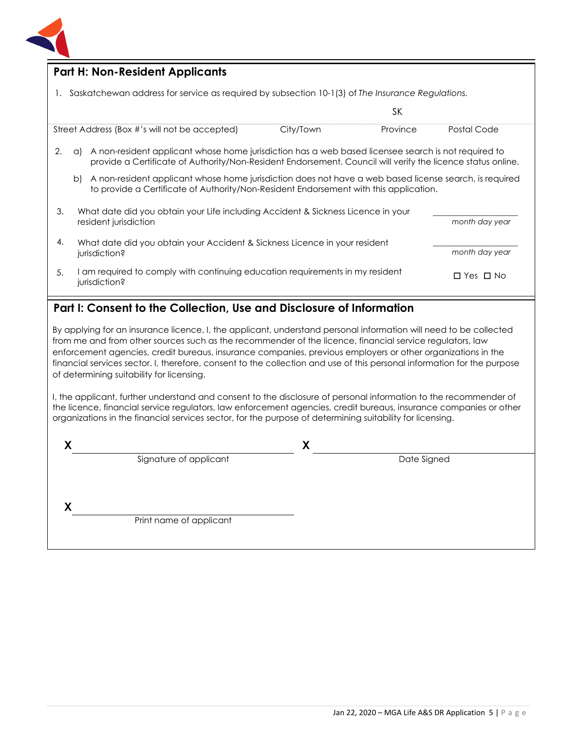## Part H: Non-Resident Applicants

1. Saskatchewan address for service as required by subsection 10-1(3) of *The Insurance Regulations.*

| Street Address (Box #'s will not be accepted) | City/Town | Province | Postal Code |
|---|---|---|---|
| | | SK | |

2. a) A non-resident applicant whose home jurisdiction has a web based licensee search is not required to provide a Certificate of Authority/Non-Resident Endorsement. Council will verify the licence status online.

   b) A non-resident applicant whose home jurisdiction does not have a web based license search, is required to provide a Certificate of Authority/Non-Resident Endorsement with this application.

3. What date did you obtain your Life including Accident & Sickness Licence in your resident jurisdiction ____________ *month day year*

4. What date did you obtain your Accident & Sickness Licence in your resident jurisdiction? ____________ *month day year*

5. I am required to comply with continuing education requirements in my resident jurisdiction? ☐ Yes ☐ No

## Part I: Consent to the Collection, Use and Disclosure of Information

By applying for an insurance licence, I, the applicant, understand personal information will need to be collected from me and from other sources such as the recommender of the licence, financial service regulators, law enforcement agencies, credit bureaus, insurance companies, previous employers or other organizations in the financial services sector. I, therefore, consent to the collection and use of this personal information for the purpose of determining suitability for licensing.

I, the applicant, further understand and consent to the disclosure of personal information to the recommender of the licence, financial service regulators, law enforcement agencies, credit bureaus, insurance companies or other organizations in the financial services sector, for the purpose of determining suitability for licensing.

X ______________________________ X ______________________________
Signature of applicant Date Signed

X ______________________________
Print name of applicant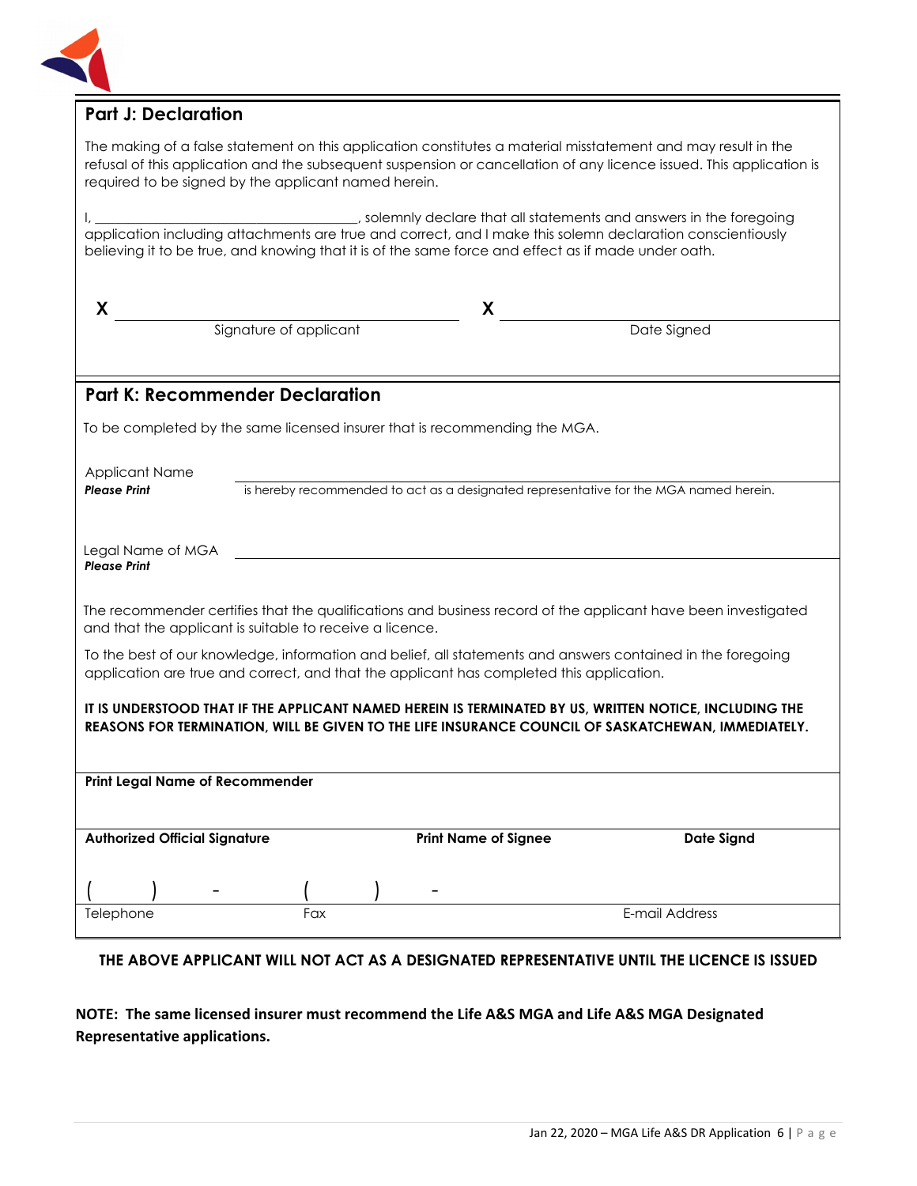## Part J: Declaration

The making of a false statement on this application constitutes a material misstatement and may result in the refusal of this application and the subsequent suspension or cancellation of any licence issued. This application is required to be signed by the applicant named herein.

I, ____________________________________, solemnly declare that all statements and answers in the foregoing application including attachments are true and correct, and I make this solemn declaration conscientiously believing it to be true, and knowing that it is of the same force and effect as if made under oath.

| X ____________________________ | X ____________________________ |
|---|---|
| Signature of applicant | Date Signed |

## Part K: Recommender Declaration

To be completed by the same licensed insurer that is recommending the MGA.

Applicant Name ____________________________________________
***Please Print*** is hereby recommended to act as a designated representative for the MGA named herein.

Legal Name of MGA ____________________________________________
***Please Print***

The recommender certifies that the qualifications and business record of the applicant have been investigated and that the applicant is suitable to receive a licence.

To the best of our knowledge, information and belief, all statements and answers contained in the foregoing application are true and correct, and that the applicant has completed this application.

**IT IS UNDERSTOOD THAT IF THE APPLICANT NAMED HEREIN IS TERMINATED BY US, WRITTEN NOTICE, INCLUDING THE REASONS FOR TERMINATION, WILL BE GIVEN TO THE LIFE INSURANCE COUNCIL OF SASKATCHEWAN, IMMEDIATELY.**

**Print Legal Name of Recommender**

| **Authorized Official Signature** | **Print Name of Signee** | **Date Signd** |
|---|---|---|
| | | |

| (      )      - | (      )      - | |
|---|---|---|
| Telephone | Fax | E-mail Address |

**THE ABOVE APPLICANT WILL NOT ACT AS A DESIGNATED REPRESENTATIVE UNTIL THE LICENCE IS ISSUED**

**NOTE: The same licensed insurer must recommend the Life A&S MGA and Life A&S MGA Designated Representative applications.**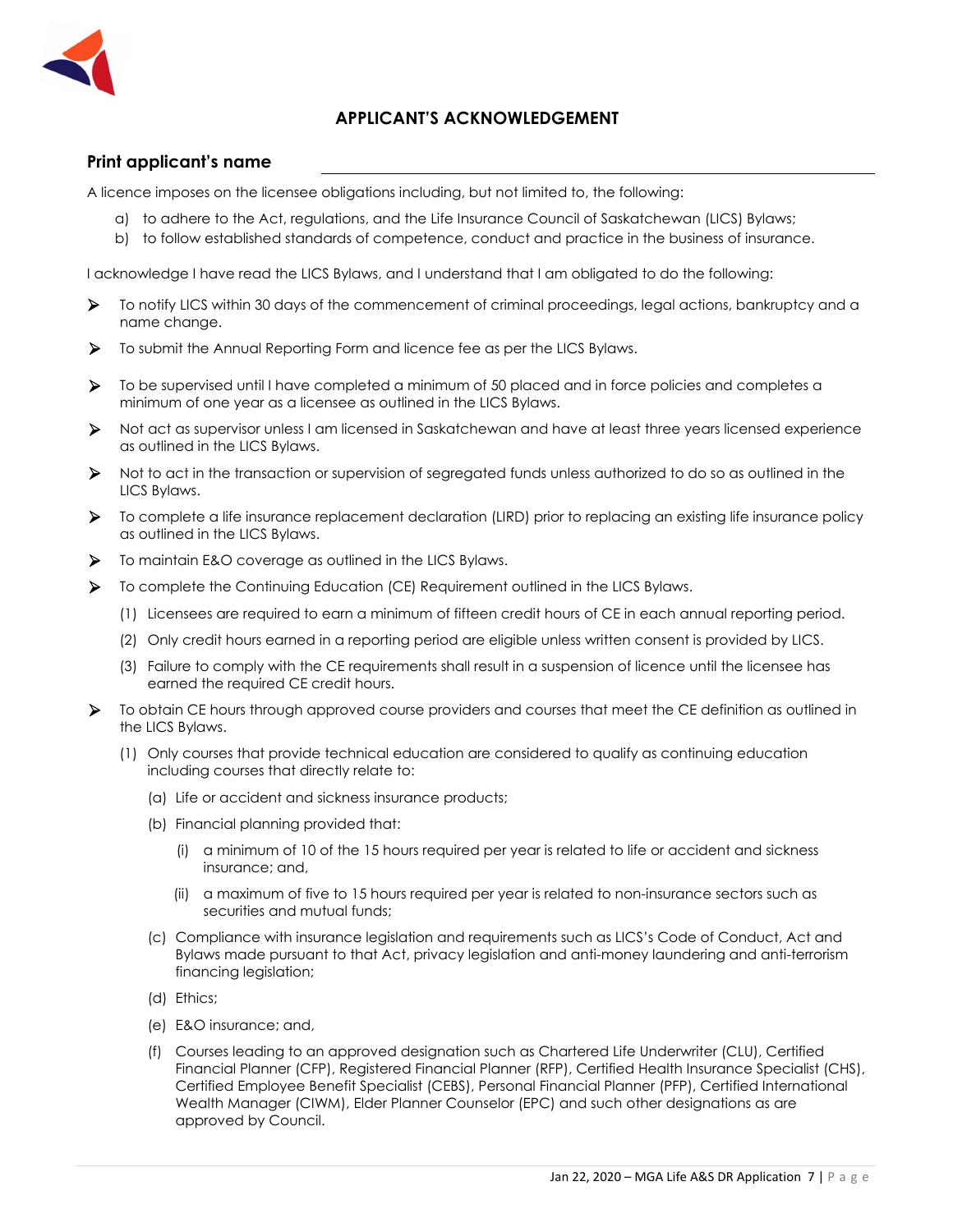# APPLICANT'S ACKNOWLEDGEMENT

**Print applicant's name** \_\_\_\_\_\_\_\_\_\_\_\_\_\_\_\_\_\_\_\_\_\_\_\_\_\_\_\_\_\_\_\_\_\_\_\_\_\_\_\_

A licence imposes on the licensee obligations including, but not limited to, the following:

a) to adhere to the Act, regulations, and the Life Insurance Council of Saskatchewan (LICS) Bylaws;
b) to follow established standards of competence, conduct and practice in the business of insurance.

I acknowledge I have read the LICS Bylaws, and I understand that I am obligated to do the following:

- To notify LICS within 30 days of the commencement of criminal proceedings, legal actions, bankruptcy and a name change.
- To submit the Annual Reporting Form and licence fee as per the LICS Bylaws.
- To be supervised until I have completed a minimum of 50 placed and in force policies and completes a minimum of one year as a licensee as outlined in the LICS Bylaws.
- Not act as supervisor unless I am licensed in Saskatchewan and have at least three years licensed experience as outlined in the LICS Bylaws.
- Not to act in the transaction or supervision of segregated funds unless authorized to do so as outlined in the LICS Bylaws.
- To complete a life insurance replacement declaration (LIRD) prior to replacing an existing life insurance policy as outlined in the LICS Bylaws.
- To maintain E&O coverage as outlined in the LICS Bylaws.
- To complete the Continuing Education (CE) Requirement outlined in the LICS Bylaws.
  - (1) Licensees are required to earn a minimum of fifteen credit hours of CE in each annual reporting period.
  - (2) Only credit hours earned in a reporting period are eligible unless written consent is provided by LICS.
  - (3) Failure to comply with the CE requirements shall result in a suspension of licence until the licensee has earned the required CE credit hours.
- To obtain CE hours through approved course providers and courses that meet the CE definition as outlined in the LICS Bylaws.
  - (1) Only courses that provide technical education are considered to qualify as continuing education including courses that directly relate to:
    - (a) Life or accident and sickness insurance products;
    - (b) Financial planning provided that:
      - (i) a minimum of 10 of the 15 hours required per year is related to life or accident and sickness insurance; and,
      - (ii) a maximum of five to 15 hours required per year is related to non-insurance sectors such as securities and mutual funds;
    - (c) Compliance with insurance legislation and requirements such as LICS's Code of Conduct, Act and Bylaws made pursuant to that Act, privacy legislation and anti-money laundering and anti-terrorism financing legislation;
    - (d) Ethics;
    - (e) E&O insurance; and,
    - (f) Courses leading to an approved designation such as Chartered Life Underwriter (CLU), Certified Financial Planner (CFP), Registered Financial Planner (RFP), Certified Health Insurance Specialist (CHS), Certified Employee Benefit Specialist (CEBS), Personal Financial Planner (PFP), Certified International Wealth Manager (CIWM), Elder Planner Counselor (EPC) and such other designations as are approved by Council.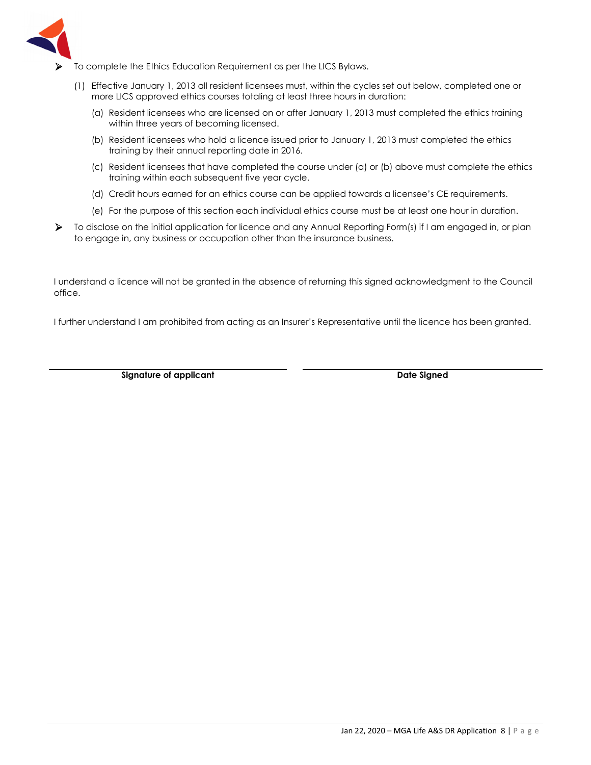- To complete the Ethics Education Requirement as per the LICS Bylaws.

  (1) Effective January 1, 2013 all resident licensees must, within the cycles set out below, completed one or more LICS approved ethics courses totaling at least three hours in duration:

    (a) Resident licensees who are licensed on or after January 1, 2013 must completed the ethics training within three years of becoming licensed.

    (b) Resident licensees who hold a licence issued prior to January 1, 2013 must completed the ethics training by their annual reporting date in 2016.

    (c) Resident licensees that have completed the course under (a) or (b) above must complete the ethics training within each subsequent five year cycle.

    (d) Credit hours earned for an ethics course can be applied towards a licensee's CE requirements.

    (e) For the purpose of this section each individual ethics course must be at least one hour in duration.

- To disclose on the initial application for licence and any Annual Reporting Form(s) if I am engaged in, or plan to engage in, any business or occupation other than the insurance business.

I understand a licence will not be granted in the absence of returning this signed acknowledgment to the Council office.

I further understand I am prohibited from acting as an Insurer's Representative until the licence has been granted.

| ______________________________ | ______________________________ |
|---|---|
| **Signature of applicant** | **Date Signed** |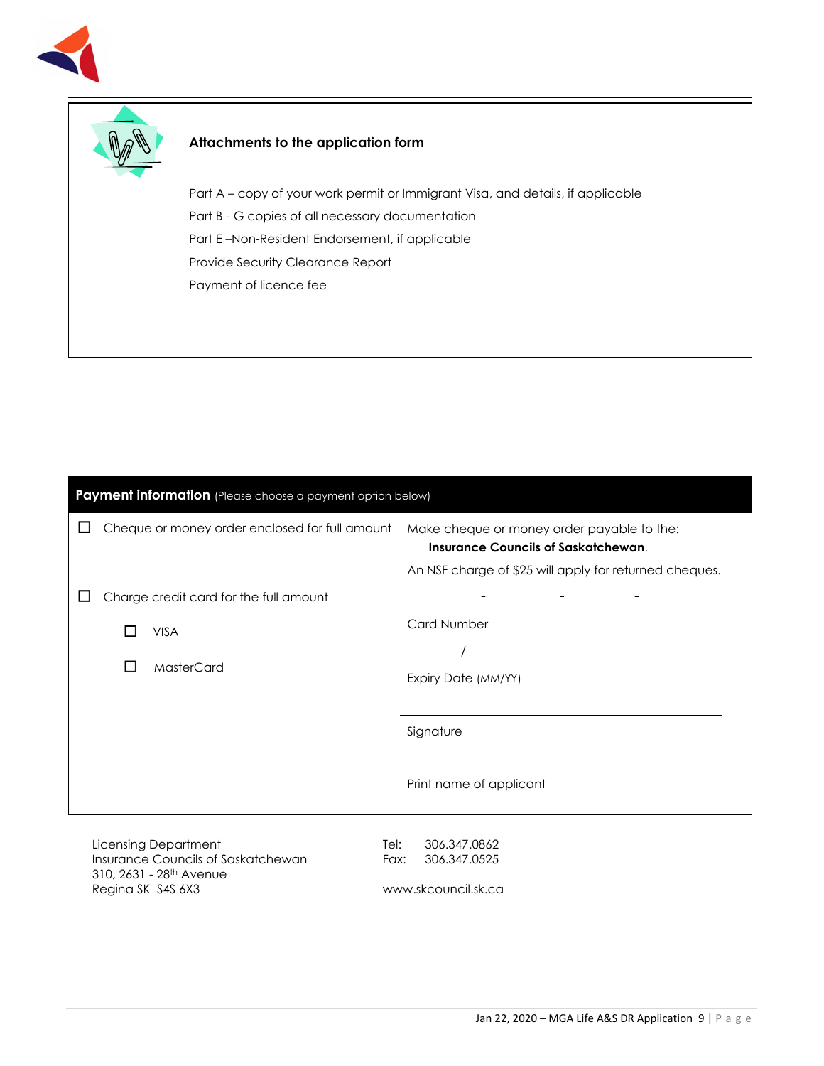## Attachments to the application form

Part A – copy of your work permit or Immigrant Visa, and details, if applicable

Part B - G copies of all necessary documentation

Part E –Non-Resident Endorsement, if applicable

Provide Security Clearance Report

Payment of licence fee

## Payment information (Please choose a payment option below)

| | |
|---|---|
| ☐ Cheque or money order enclosed for full amount | Make cheque or money order payable to the: **Insurance Councils of Saskatchewan**. An NSF charge of $25 will apply for returned cheques. |
| ☐ Charge credit card for the full amount | \_\_\_\_ - \_\_\_\_ - \_\_\_\_ - \_\_\_\_ Card Number |
| ☐ VISA | \_\_\_\_ / \_\_\_\_ Expiry Date (MM/YY) |
| ☐ MasterCard | |
| | Signature |
| | Print name of applicant |

Licensing Department
Insurance Councils of Saskatchewan
310, 2631 - 28th Avenue
Regina SK S4S 6X3

Tel: 306.347.0862
Fax: 306.347.0525

www.skcouncil.sk.ca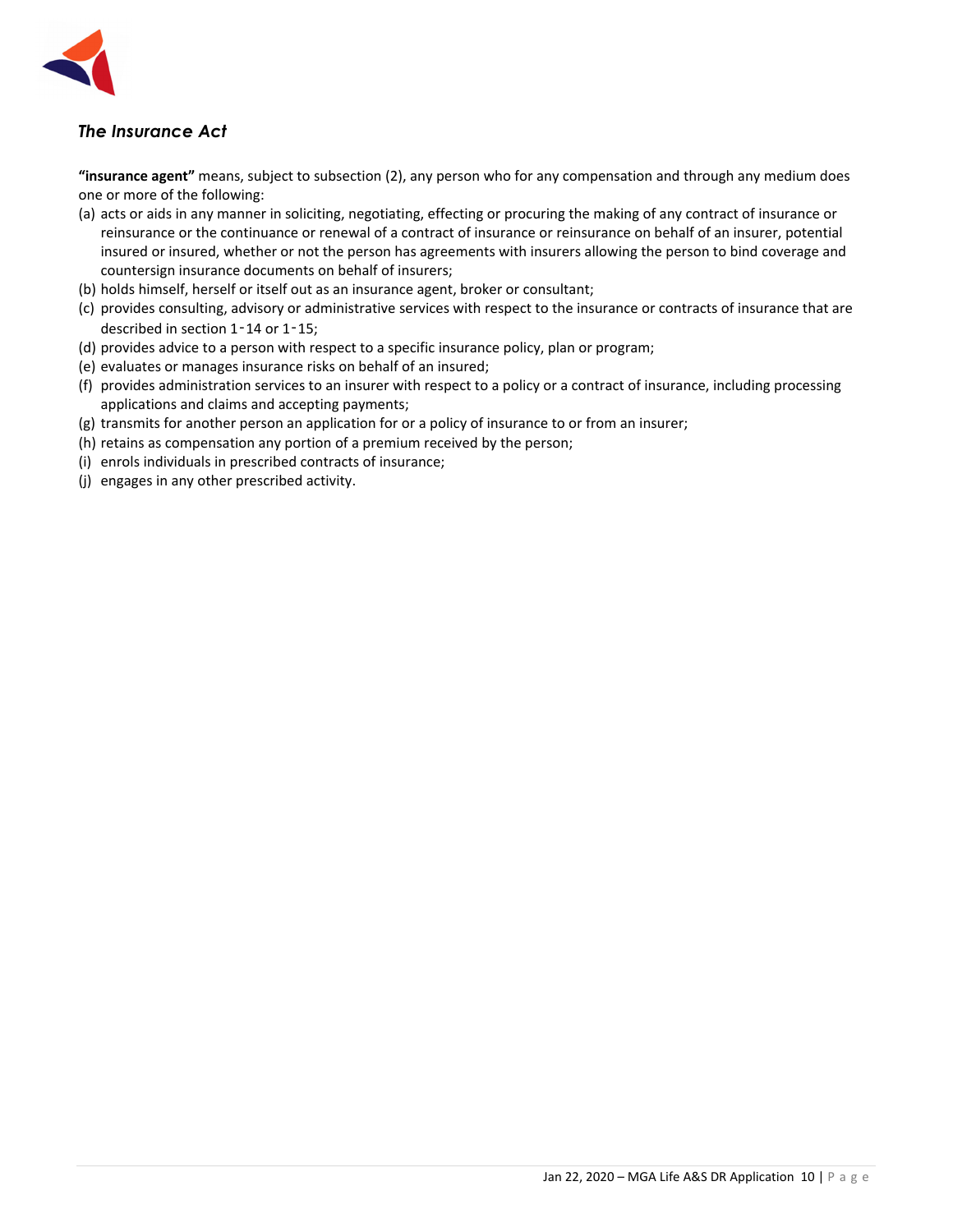*The Insurance Act*

**"insurance agent"** means, subject to subsection (2), any person who for any compensation and through any medium does one or more of the following:

(a) acts or aids in any manner in soliciting, negotiating, effecting or procuring the making of any contract of insurance or reinsurance or the continuance or renewal of a contract of insurance or reinsurance on behalf of an insurer, potential insured or insured, whether or not the person has agreements with insurers allowing the person to bind coverage and countersign insurance documents on behalf of insurers;

(b) holds himself, herself or itself out as an insurance agent, broker or consultant;

(c) provides consulting, advisory or administrative services with respect to the insurance or contracts of insurance that are described in section 1‑14 or 1‑15;

(d) provides advice to a person with respect to a specific insurance policy, plan or program;

(e) evaluates or manages insurance risks on behalf of an insured;

(f) provides administration services to an insurer with respect to a policy or a contract of insurance, including processing applications and claims and accepting payments;

(g) transmits for another person an application for or a policy of insurance to or from an insurer;

(h) retains as compensation any portion of a premium received by the person;

(i) enrols individuals in prescribed contracts of insurance;

(j) engages in any other prescribed activity.